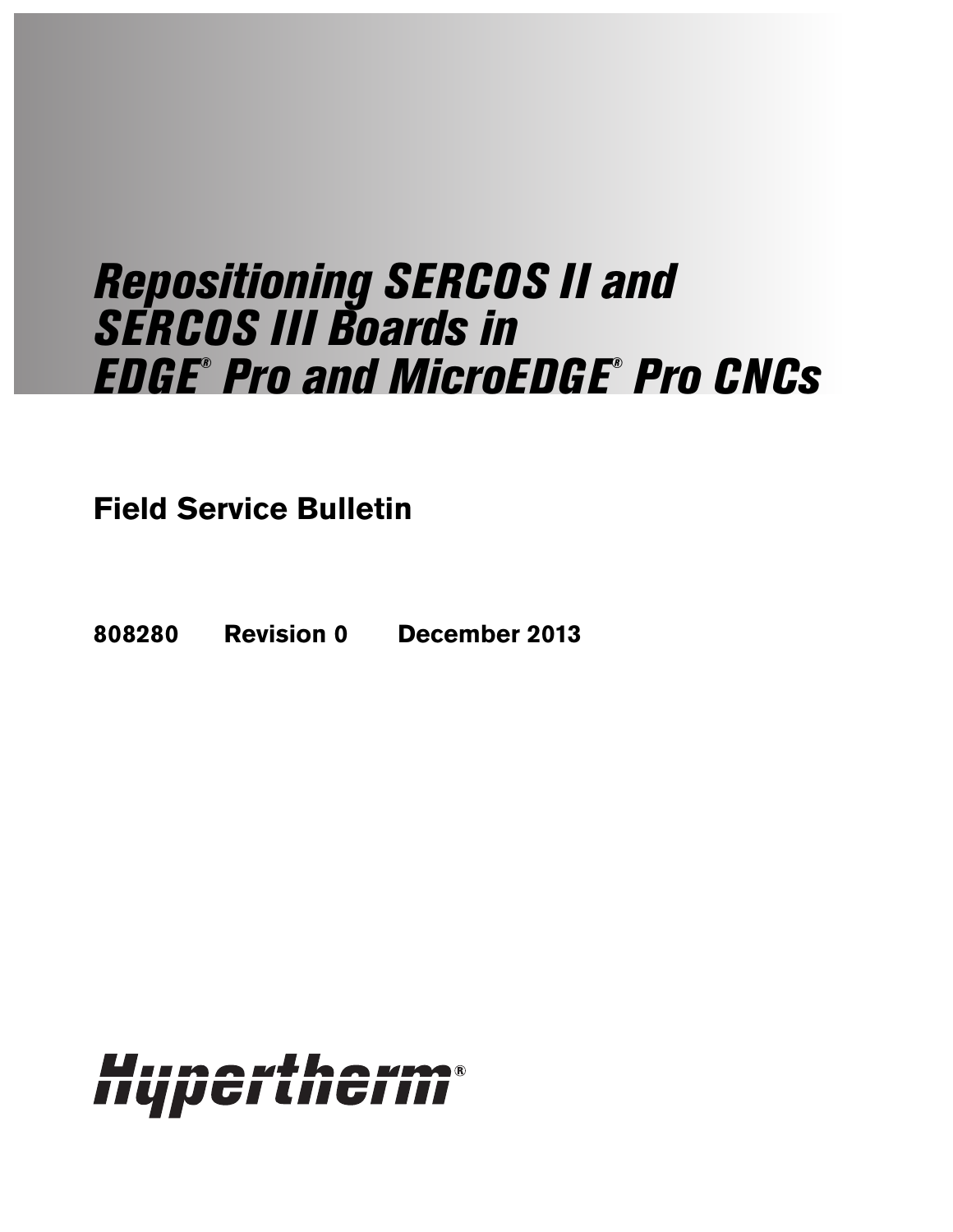# *Repositioning SERCOS II and SERCOS III Boards in EDGE® Pro and MicroEDGE® Pro CNCs*

**Field Service Bulletin**

**808280 Revision 0 December 2013**

Hypertherm®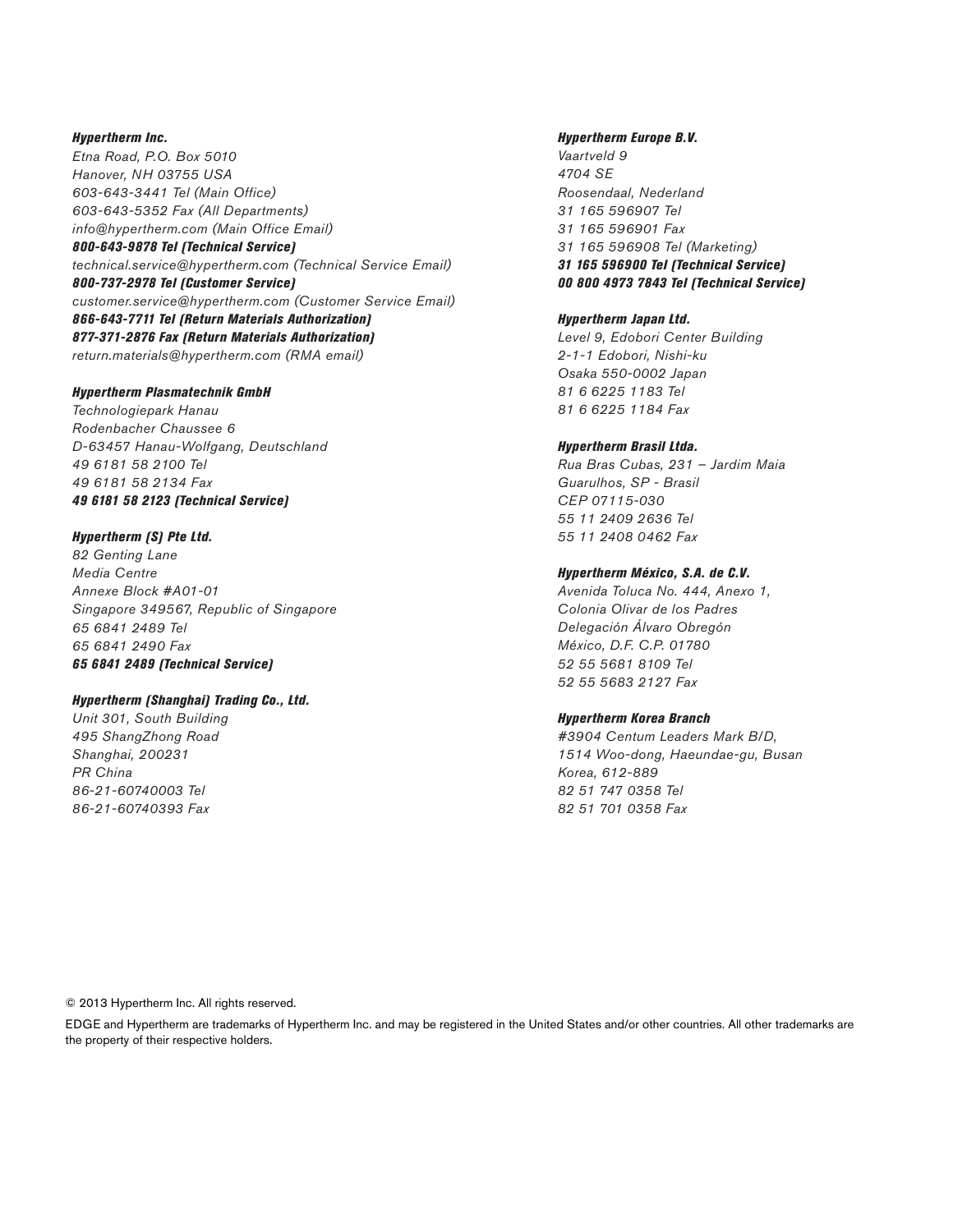***Hypertherm Inc.***
*Etna Road, P.O. Box 5010*
*Hanover, NH 03755 USA*
*603-643-3441 Tel (Main Office)*
*603-643-5352 Fax (All Departments)*
*info@hypertherm.com (Main Office Email)*
***800-643-9878 Tel (Technical Service)***
*technical.service@hypertherm.com (Technical Service Email)*
***800-737-2978 Tel (Customer Service)***
*customer.service@hypertherm.com (Customer Service Email)*
***866-643-7711 Tel (Return Materials Authorization)***
***877-371-2876 Fax (Return Materials Authorization)***
*return.materials@hypertherm.com (RMA email)*

***Hypertherm Plasmatechnik GmbH***
*Technologiepark Hanau*
*Rodenbacher Chaussee 6*
*D-63457 Hanau-Wolfgang, Deutschland*
*49 6181 58 2100 Tel*
*49 6181 58 2134 Fax*
***49 6181 58 2123 (Technical Service)***

***Hypertherm (S) Pte Ltd.***
*82 Genting Lane*
*Media Centre*
*Annexe Block #A01-01*
*Singapore 349567, Republic of Singapore*
*65 6841 2489 Tel*
*65 6841 2490 Fax*
***65 6841 2489 (Technical Service)***

***Hypertherm (Shanghai) Trading Co., Ltd.***
*Unit 301, South Building*
*495 ShangZhong Road*
*Shanghai, 200231*
*PR China*
*86-21-60740003 Tel*
*86-21-60740393 Fax*

***Hypertherm Europe B.V.***
*Vaartveld 9*
*4704 SE*
*Roosendaal, Nederland*
*31 165 596907 Tel*
*31 165 596901 Fax*
*31 165 596908 Tel (Marketing)*
***31 165 596900 Tel (Technical Service)***
***00 800 4973 7843 Tel (Technical Service)***

***Hypertherm Japan Ltd.***
*Level 9, Edobori Center Building*
*2-1-1 Edobori, Nishi-ku*
*Osaka 550-0002 Japan*
*81 6 6225 1183 Tel*
*81 6 6225 1184 Fax*

***Hypertherm Brasil Ltda.***
*Rua Bras Cubas, 231 – Jardim Maia*
*Guarulhos, SP - Brasil*
*CEP 07115-030*
*55 11 2409 2636 Tel*
*55 11 2408 0462 Fax*

***Hypertherm México, S.A. de C.V.***
*Avenida Toluca No. 444, Anexo 1,*
*Colonia Olivar de los Padres*
*Delegación Álvaro Obregón*
*México, D.F. C.P. 01780*
*52 55 5681 8109 Tel*
*52 55 5683 2127 Fax*

***Hypertherm Korea Branch***
*#3904 Centum Leaders Mark B/D,*
*1514 Woo-dong, Haeundae-gu, Busan*
*Korea, 612-889*
*82 51 747 0358 Tel*
*82 51 701 0358 Fax*

© 2013 Hypertherm Inc. All rights reserved.

EDGE and Hypertherm are trademarks of Hypertherm Inc. and may be registered in the United States and/or other countries. All other trademarks are the property of their respective holders.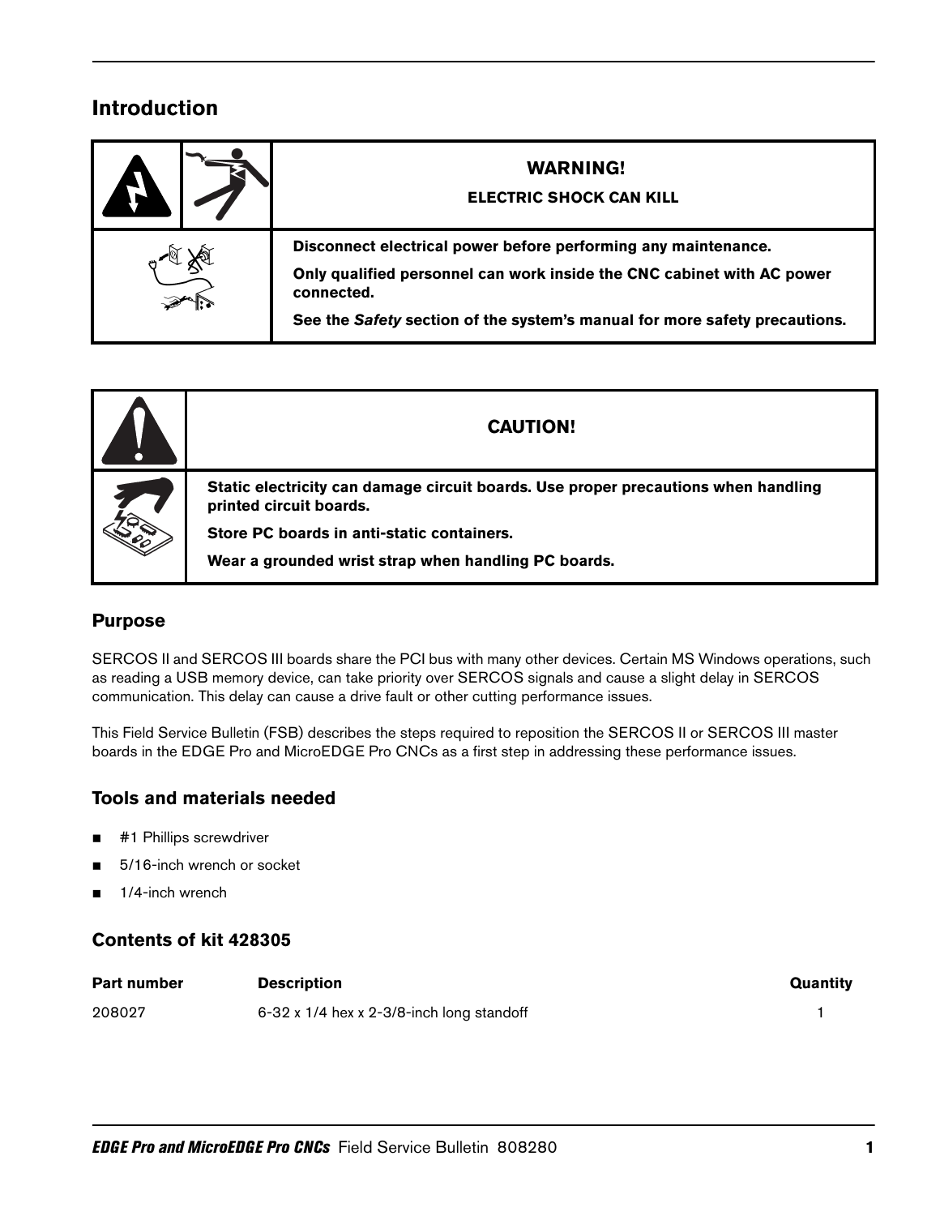## Introduction

| | **WARNING!**<br>**ELECTRIC SHOCK CAN KILL** |
|---|---|
| | **Disconnect electrical power before performing any maintenance.**<br>**Only qualified personnel can work inside the CNC cabinet with AC power connected.**<br>**See the *Safety* section of the system's manual for more safety precautions.** |

| | **CAUTION!** |
|---|---|
| | **Static electricity can damage circuit boards. Use proper precautions when handling printed circuit boards.**<br>**Store PC boards in anti-static containers.**<br>**Wear a grounded wrist strap when handling PC boards.** |

### Purpose

SERCOS II and SERCOS III boards share the PCI bus with many other devices. Certain MS Windows operations, such as reading a USB memory device, can take priority over SERCOS signals and cause a slight delay in SERCOS communication. This delay can cause a drive fault or other cutting performance issues.

This Field Service Bulletin (FSB) describes the steps required to reposition the SERCOS II or SERCOS III master boards in the EDGE Pro and MicroEDGE Pro CNCs as a first step in addressing these performance issues.

### Tools and materials needed

- #1 Phillips screwdriver
- 5/16-inch wrench or socket
- 1/4-inch wrench

### Contents of kit 428305

| Part number | Description | Quantity |
|---|---|---|
| 208027 | 6-32 x 1/4 hex x 2-3/8-inch long standoff | 1 |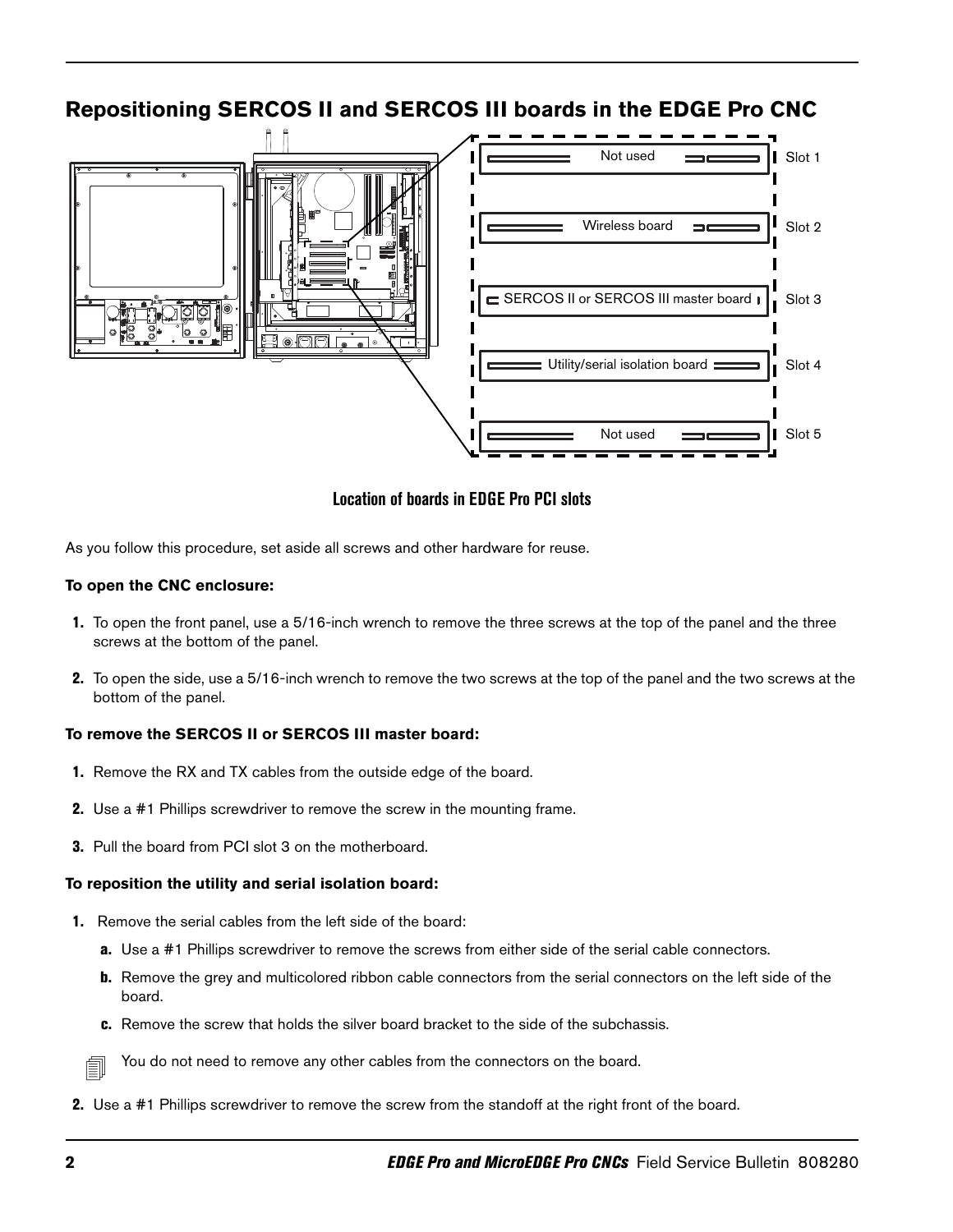## Repositioning SERCOS II and SERCOS III boards in the EDGE Pro CNC

Location of boards in EDGE Pro PCI slots

As you follow this procedure, set aside all screws and other hardware for reuse.

**To open the CNC enclosure:**

1. To open the front panel, use a 5/16-inch wrench to remove the three screws at the top of the panel and the three screws at the bottom of the panel.

2. To open the side, use a 5/16-inch wrench to remove the two screws at the top of the panel and the two screws at the bottom of the panel.

**To remove the SERCOS II or SERCOS III master board:**

1. Remove the RX and TX cables from the outside edge of the board.

2. Use a #1 Phillips screwdriver to remove the screw in the mounting frame.

3. Pull the board from PCI slot 3 on the motherboard.

**To reposition the utility and serial isolation board:**

1. Remove the serial cables from the left side of the board:

   a. Use a #1 Phillips screwdriver to remove the screws from either side of the serial cable connectors.

   b. Remove the grey and multicolored ribbon cable connectors from the serial connectors on the left side of the board.

   c. Remove the screw that holds the silver board bracket to the side of the subchassis.

   You do not need to remove any other cables from the connectors on the board.

2. Use a #1 Phillips screwdriver to remove the screw from the standoff at the right front of the board.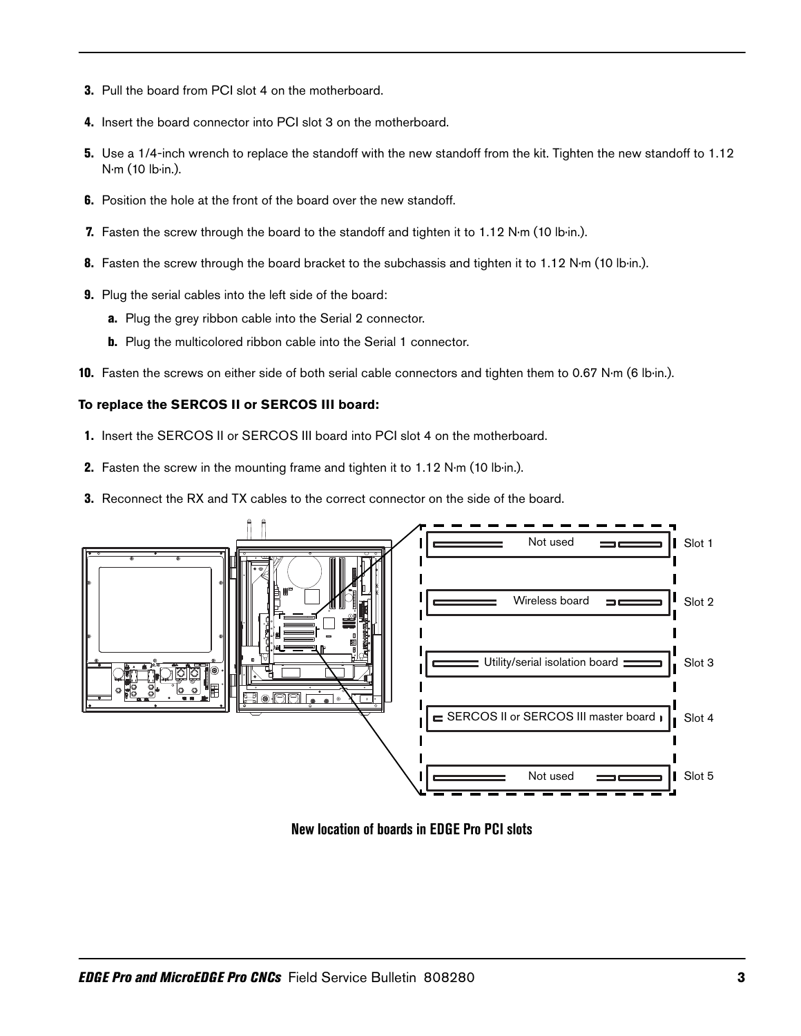3. Pull the board from PCI slot 4 on the motherboard.
4. Insert the board connector into PCI slot 3 on the motherboard.
5. Use a 1/4-inch wrench to replace the standoff with the new standoff from the kit. Tighten the new standoff to 1.12 N·m (10 lb·in.).
6. Position the hole at the front of the board over the new standoff.
7. Fasten the screw through the board to the standoff and tighten it to 1.12 N·m (10 lb·in.).
8. Fasten the screw through the board bracket to the subchassis and tighten it to 1.12 N·m (10 lb·in.).
9. Plug the serial cables into the left side of the board:
   a. Plug the grey ribbon cable into the Serial 2 connector.
   b. Plug the multicolored ribbon cable into the Serial 1 connector.
10. Fasten the screws on either side of both serial cable connectors and tighten them to 0.67 N·m (6 lb·in.).

**To replace the SERCOS II or SERCOS III board:**

1. Insert the SERCOS II or SERCOS III board into PCI slot 4 on the motherboard.
2. Fasten the screw in the mounting frame and tighten it to 1.12 N·m (10 lb·in.).
3. Reconnect the RX and TX cables to the correct connector on the side of the board.

Not used — Slot 1

Wireless board — Slot 2

Utility/serial isolation board — Slot 3

SERCOS II or SERCOS III master board — Slot 4

Not used — Slot 5

**New location of boards in EDGE Pro PCI slots**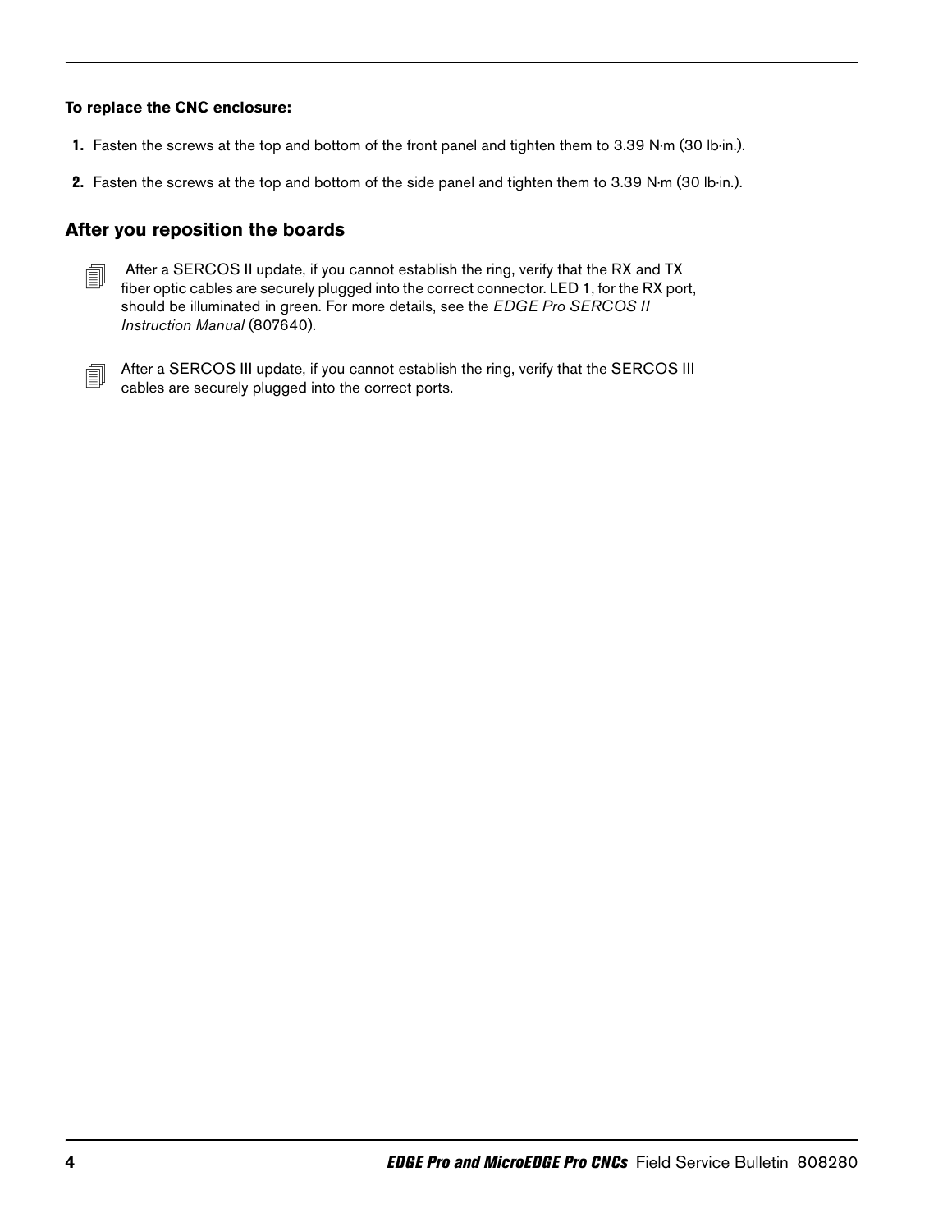**To replace the CNC enclosure:**

1. Fasten the screws at the top and bottom of the front panel and tighten them to 3.39 N·m (30 lb·in.).
2. Fasten the screws at the top and bottom of the side panel and tighten them to 3.39 N·m (30 lb·in.).

## After you reposition the boards

After a SERCOS II update, if you cannot establish the ring, verify that the RX and TX fiber optic cables are securely plugged into the correct connector. LED 1, for the RX port, should be illuminated in green. For more details, see the *EDGE Pro SERCOS II Instruction Manual* (807640).

After a SERCOS III update, if you cannot establish the ring, verify that the SERCOS III cables are securely plugged into the correct ports.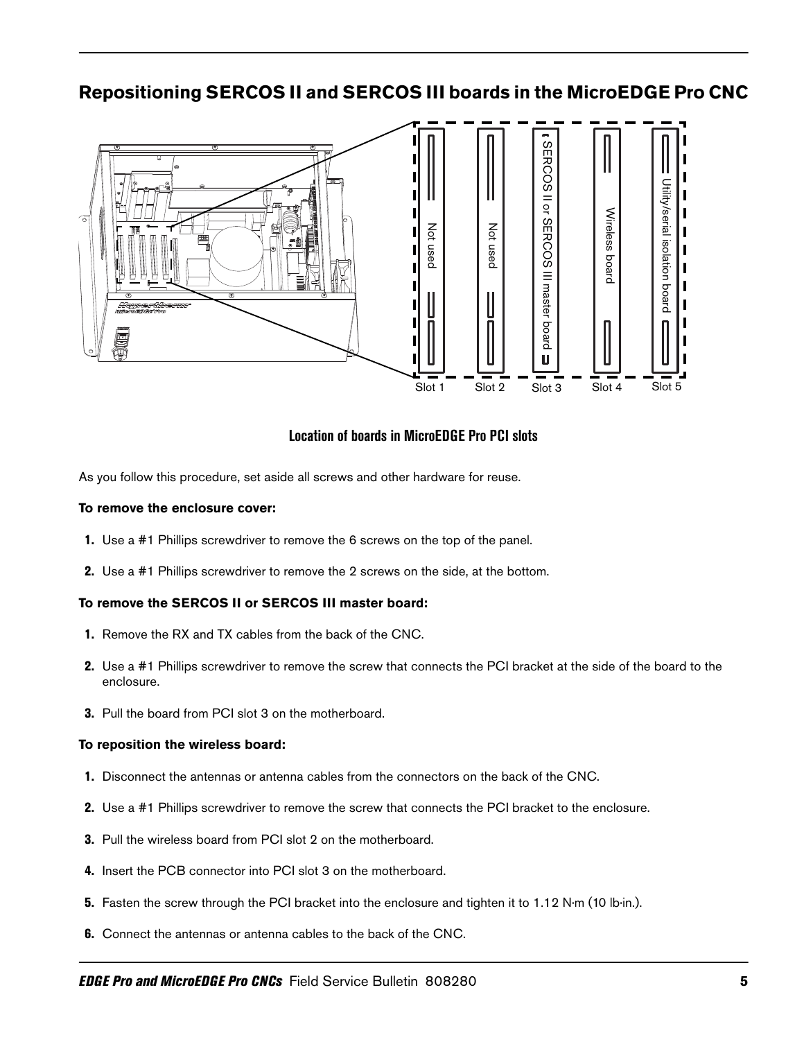## Repositioning SERCOS II and SERCOS III boards in the MicroEDGE Pro CNC

Not used | Not used | SERCOS II or SERCOS III master board | Wireless board | Utility/serial isolation board

Slot 1 | Slot 2 | Slot 3 | Slot 4 | Slot 5

**Location of boards in MicroEDGE Pro PCI slots**

As you follow this procedure, set aside all screws and other hardware for reuse.

**To remove the enclosure cover:**

1. Use a #1 Phillips screwdriver to remove the 6 screws on the top of the panel.
2. Use a #1 Phillips screwdriver to remove the 2 screws on the side, at the bottom.

**To remove the SERCOS II or SERCOS III master board:**

1. Remove the RX and TX cables from the back of the CNC.
2. Use a #1 Phillips screwdriver to remove the screw that connects the PCI bracket at the side of the board to the enclosure.
3. Pull the board from PCI slot 3 on the motherboard.

**To reposition the wireless board:**

1. Disconnect the antennas or antenna cables from the connectors on the back of the CNC.
2. Use a #1 Phillips screwdriver to remove the screw that connects the PCI bracket to the enclosure.
3. Pull the wireless board from PCI slot 2 on the motherboard.
4. Insert the PCB connector into PCI slot 3 on the motherboard.
5. Fasten the screw through the PCI bracket into the enclosure and tighten it to 1.12 N∙m (10 lb∙in.).
6. Connect the antennas or antenna cables to the back of the CNC.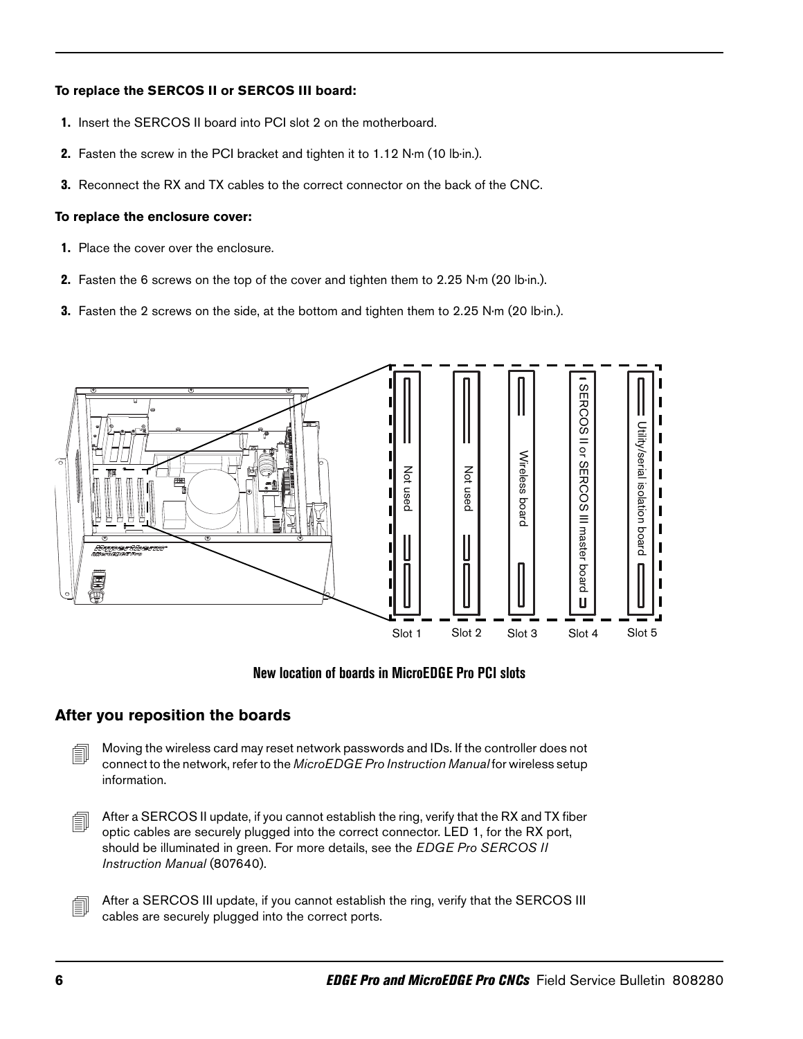**To replace the SERCOS II or SERCOS III board:**

1. Insert the SERCOS II board into PCI slot 2 on the motherboard.
2. Fasten the screw in the PCI bracket and tighten it to 1.12 N·m (10 lb·in.).
3. Reconnect the RX and TX cables to the correct connector on the back of the CNC.

**To replace the enclosure cover:**

1. Place the cover over the enclosure.
2. Fasten the 6 screws on the top of the cover and tighten them to 2.25 N·m (20 lb·in.).
3. Fasten the 2 screws on the side, at the bottom and tighten them to 2.25 N·m (20 lb·in.).

Not used
Not used
Wireless board
SERCOS II or SERCOS III master board
Utility/serial isolation board
Slot 1
Slot 2
Slot 3
Slot 4
Slot 5

**New location of boards in MicroEDGE Pro PCI slots**

## After you reposition the boards

Moving the wireless card may reset network passwords and IDs. If the controller does not connect to the network, refer to the *MicroEDGE Pro Instruction Manual* for wireless setup information.

After a SERCOS II update, if you cannot establish the ring, verify that the RX and TX fiber optic cables are securely plugged into the correct connector. LED 1, for the RX port, should be illuminated in green. For more details, see the *EDGE Pro SERCOS II Instruction Manual* (807640).

After a SERCOS III update, if you cannot establish the ring, verify that the SERCOS III cables are securely plugged into the correct ports.